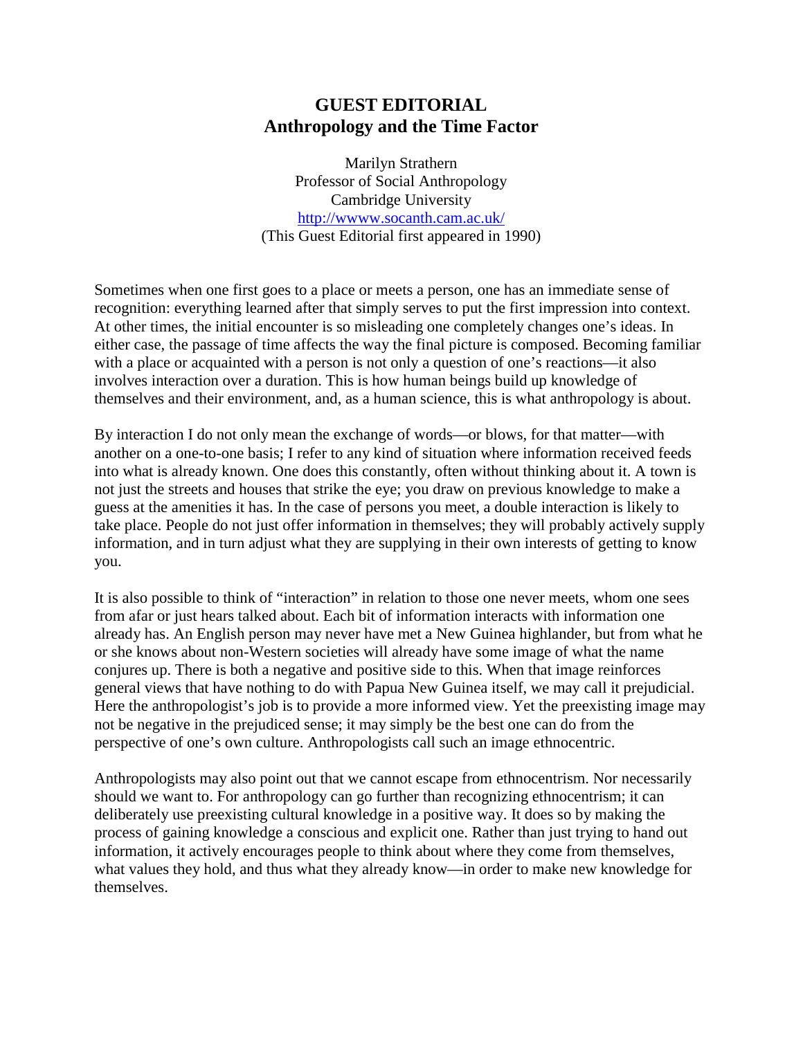# GUEST EDITORIAL
## Anthropology and the Time Factor

Marilyn Strathern
Professor of Social Anthropology
Cambridge University
http://wwww.socanth.cam.ac.uk/
(This Guest Editorial first appeared in 1990)

Sometimes when one first goes to a place or meets a person, one has an immediate sense of recognition: everything learned after that simply serves to put the first impression into context. At other times, the initial encounter is so misleading one completely changes one's ideas. In either case, the passage of time affects the way the final picture is composed. Becoming familiar with a place or acquainted with a person is not only a question of one's reactions—it also involves interaction over a duration. This is how human beings build up knowledge of themselves and their environment, and, as a human science, this is what anthropology is about.

By interaction I do not only mean the exchange of words—or blows, for that matter—with another on a one-to-one basis; I refer to any kind of situation where information received feeds into what is already known. One does this constantly, often without thinking about it. A town is not just the streets and houses that strike the eye; you draw on previous knowledge to make a guess at the amenities it has. In the case of persons you meet, a double interaction is likely to take place. People do not just offer information in themselves; they will probably actively supply information, and in turn adjust what they are supplying in their own interests of getting to know you.

It is also possible to think of "interaction" in relation to those one never meets, whom one sees from afar or just hears talked about. Each bit of information interacts with information one already has. An English person may never have met a New Guinea highlander, but from what he or she knows about non-Western societies will already have some image of what the name conjures up. There is both a negative and positive side to this. When that image reinforces general views that have nothing to do with Papua New Guinea itself, we may call it prejudicial. Here the anthropologist's job is to provide a more informed view. Yet the preexisting image may not be negative in the prejudiced sense; it may simply be the best one can do from the perspective of one's own culture. Anthropologists call such an image ethnocentric.

Anthropologists may also point out that we cannot escape from ethnocentrism. Nor necessarily should we want to. For anthropology can go further than recognizing ethnocentrism; it can deliberately use preexisting cultural knowledge in a positive way. It does so by making the process of gaining knowledge a conscious and explicit one. Rather than just trying to hand out information, it actively encourages people to think about where they come from themselves, what values they hold, and thus what they already know—in order to make new knowledge for themselves.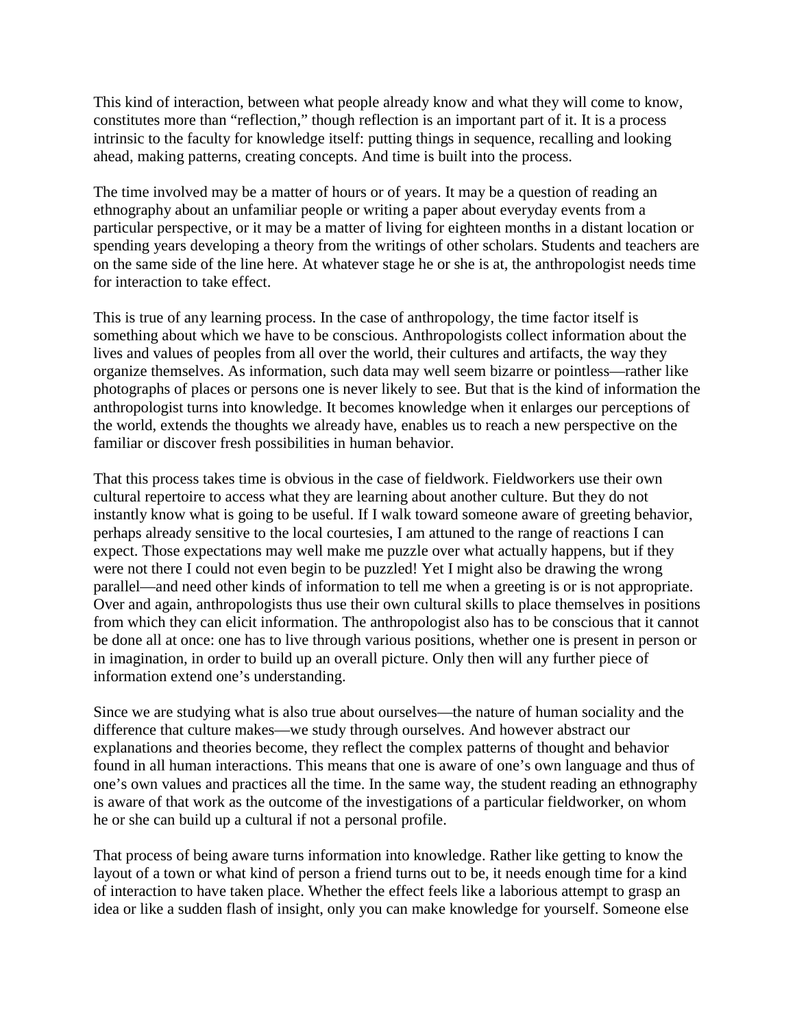This kind of interaction, between what people already know and what they will come to know, constitutes more than "reflection," though reflection is an important part of it. It is a process intrinsic to the faculty for knowledge itself: putting things in sequence, recalling and looking ahead, making patterns, creating concepts. And time is built into the process.

The time involved may be a matter of hours or of years. It may be a question of reading an ethnography about an unfamiliar people or writing a paper about everyday events from a particular perspective, or it may be a matter of living for eighteen months in a distant location or spending years developing a theory from the writings of other scholars. Students and teachers are on the same side of the line here. At whatever stage he or she is at, the anthropologist needs time for interaction to take effect.

This is true of any learning process. In the case of anthropology, the time factor itself is something about which we have to be conscious. Anthropologists collect information about the lives and values of peoples from all over the world, their cultures and artifacts, the way they organize themselves. As information, such data may well seem bizarre or pointless—rather like photographs of places or persons one is never likely to see. But that is the kind of information the anthropologist turns into knowledge. It becomes knowledge when it enlarges our perceptions of the world, extends the thoughts we already have, enables us to reach a new perspective on the familiar or discover fresh possibilities in human behavior.

That this process takes time is obvious in the case of fieldwork. Fieldworkers use their own cultural repertoire to access what they are learning about another culture. But they do not instantly know what is going to be useful. If I walk toward someone aware of greeting behavior, perhaps already sensitive to the local courtesies, I am attuned to the range of reactions I can expect. Those expectations may well make me puzzle over what actually happens, but if they were not there I could not even begin to be puzzled! Yet I might also be drawing the wrong parallel—and need other kinds of information to tell me when a greeting is or is not appropriate. Over and again, anthropologists thus use their own cultural skills to place themselves in positions from which they can elicit information. The anthropologist also has to be conscious that it cannot be done all at once: one has to live through various positions, whether one is present in person or in imagination, in order to build up an overall picture. Only then will any further piece of information extend one's understanding.

Since we are studying what is also true about ourselves—the nature of human sociality and the difference that culture makes—we study through ourselves. And however abstract our explanations and theories become, they reflect the complex patterns of thought and behavior found in all human interactions. This means that one is aware of one's own language and thus of one's own values and practices all the time. In the same way, the student reading an ethnography is aware of that work as the outcome of the investigations of a particular fieldworker, on whom he or she can build up a cultural if not a personal profile.

That process of being aware turns information into knowledge. Rather like getting to know the layout of a town or what kind of person a friend turns out to be, it needs enough time for a kind of interaction to have taken place. Whether the effect feels like a laborious attempt to grasp an idea or like a sudden flash of insight, only you can make knowledge for yourself. Someone else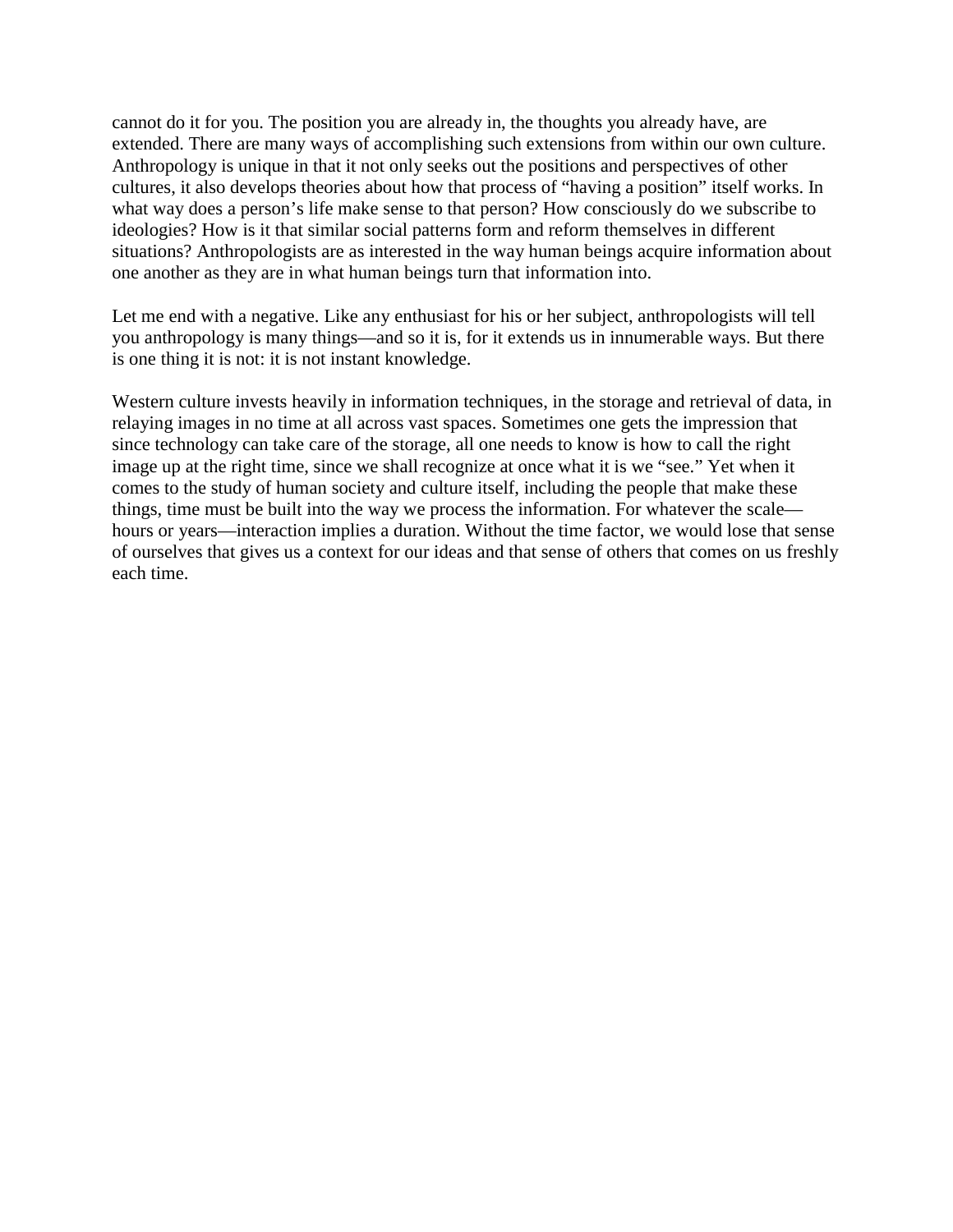cannot do it for you. The position you are already in, the thoughts you already have, are extended. There are many ways of accomplishing such extensions from within our own culture. Anthropology is unique in that it not only seeks out the positions and perspectives of other cultures, it also develops theories about how that process of "having a position" itself works. In what way does a person's life make sense to that person? How consciously do we subscribe to ideologies? How is it that similar social patterns form and reform themselves in different situations? Anthropologists are as interested in the way human beings acquire information about one another as they are in what human beings turn that information into.

Let me end with a negative. Like any enthusiast for his or her subject, anthropologists will tell you anthropology is many things—and so it is, for it extends us in innumerable ways. But there is one thing it is not: it is not instant knowledge.

Western culture invests heavily in information techniques, in the storage and retrieval of data, in relaying images in no time at all across vast spaces. Sometimes one gets the impression that since technology can take care of the storage, all one needs to know is how to call the right image up at the right time, since we shall recognize at once what it is we "see." Yet when it comes to the study of human society and culture itself, including the people that make these things, time must be built into the way we process the information. For whatever the scale—hours or years—interaction implies a duration. Without the time factor, we would lose that sense of ourselves that gives us a context for our ideas and that sense of others that comes on us freshly each time.